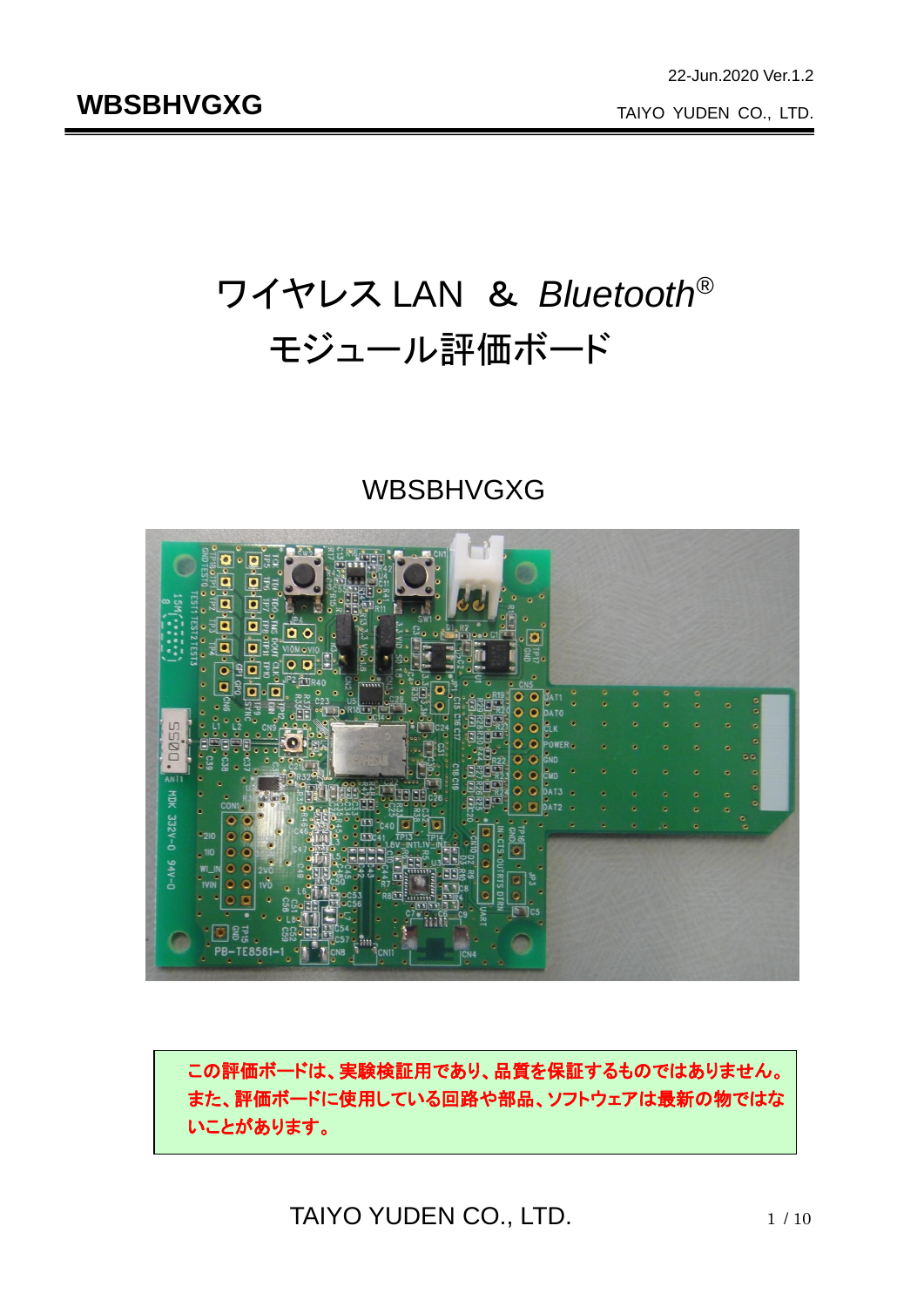22-Jun.2020 Ver.1.2

**WBSBHVGXG**

TAIYO YUDEN CO., LTD.

# ワイヤレス LAN & *Bluetooth*®
# モジュール評価ボード

## WBSBHVGXG

**この評価ボードは、実験検証用であり、品質を保証するものではありません。また、評価ボードに使用している回路や部品、ソフトウェアは最新の物ではないことがあります。**

TAIYO YUDEN CO., LTD.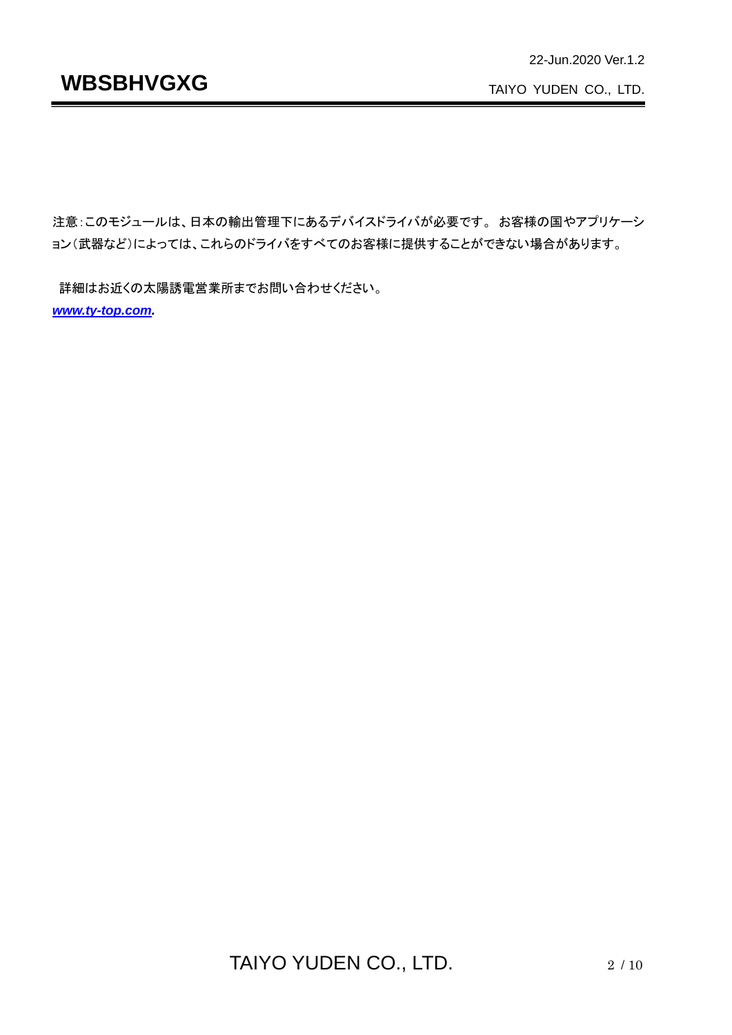注意：このモジュールは、日本の輸出管理下にあるデバイスドライバが必要です。 お客様の国やアプリケーション（武器など）によっては、これらのドライバをすべてのお客様に提供することができない場合があります。

詳細はお近くの太陽誘電営業所までお問い合わせください。

***www.ty-top.com.***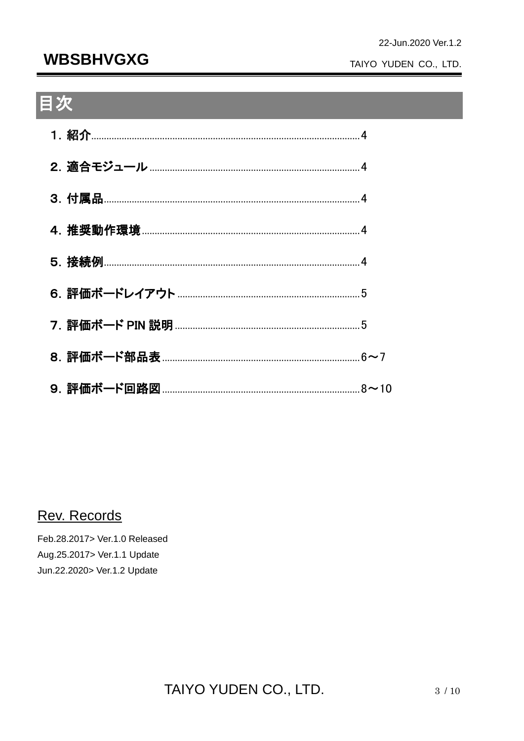# 目次

１. 紹介............................................................................................................4

２. 適合モジュール.................................................................................4

３. 付属品..........................................................................................................4

４. 推奨動作環境.........................................................................................4

５. 接続例..........................................................................................................4

６. 評価ボードレイアウト......................................................................5

７. 評価ボード PIN 説明.........................................................................5

８. 評価ボード部品表..............................................................................6～7

９. 評価ボード回路図..............................................................................8～10

## Rev. Records

Feb.28.2017> Ver.1.0 Released
Aug.25.2017> Ver.1.1 Update
Jun.22.2020> Ver.1.2 Update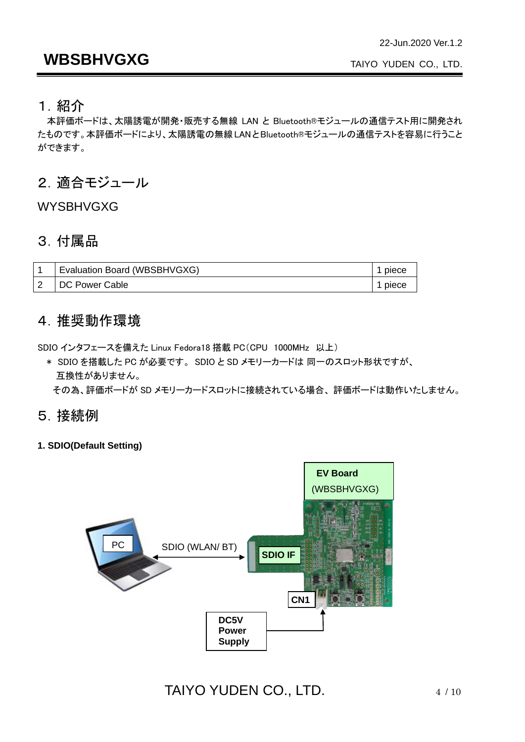# WBSBHVGXG

## 1．紹介

本評価ボードは、太陽誘電が開発・販売する無線 LAN と Bluetooth®モジュールの通信テスト用に開発されたものです。本評価ボードにより、太陽誘電の無線 LAN とBluetooth®モジュールの通信テストを容易に行うことができます。

## 2．適合モジュール

WYSBHVGXG

## 3．付属品

| 1 | Evaluation Board (WBSBHVGXG) | 1 piece |
|---|---|---|
| 2 | DC Power Cable | 1 piece |

## 4．推奨動作環境

SDIO インタフェースを備えた Linux Fedora18 搭載 PC（CPU　1000MHz　以上）

＊ SDIO を搭載した PC が必要です。 SDIO と SD メモリーカードは 同一のスロット形状ですが、互換性がありません。

その為、評価ボードが SD メモリーカードスロットに接続されている場合、評価ボードは動作いたしません。

## 5．接続例

**1. SDIO(Default Setting)**

EV Board (WBSBHVGXG)

PC

SDIO (WLAN/ BT)

SDIO IF

CN1

DC5V Power Supply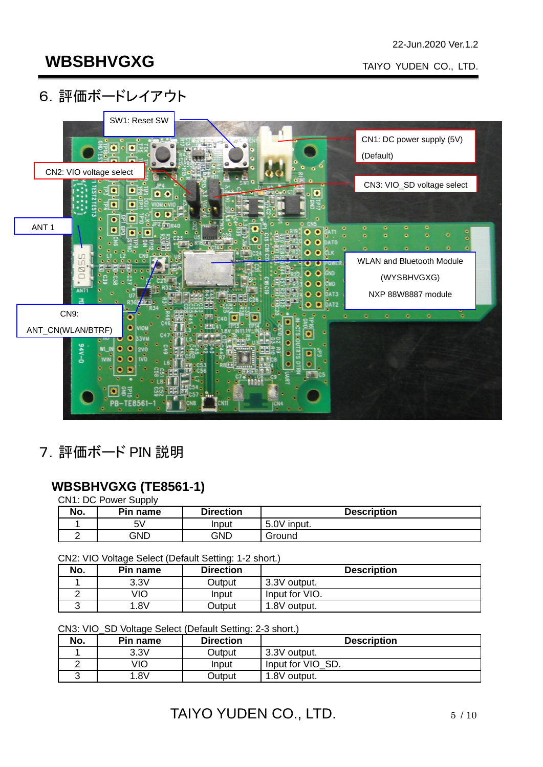## 6. 評価ボードレイアウト

SW1: Reset SW

CN1: DC power supply (5V) (Default)

CN2: VIO voltage select

CN3: VIO_SD voltage select

ANT 1

WLAN and Bluetooth Module (WYSBHVGXG) NXP 88W8887 module

CN9: ANT_CN(WLAN/BTRF)

## 7. 評価ボード PIN 説明

### WBSBHVGXG (TE8561-1)

CN1: DC Power Supply

| No. | Pin name | Direction | Description |
|---|---|---|---|
| 1 | 5V | Input | 5.0V input. |
| 2 | GND | GND | Ground |

CN2: VIO Voltage Select (Default Setting: 1-2 short.)

| No. | Pin name | Direction | Description |
|---|---|---|---|
| 1 | 3.3V | Output | 3.3V output. |
| 2 | VIO | Input | Input for VIO. |
| 3 | 1.8V | Output | 1.8V output. |

CN3: VIO_SD Voltage Select (Default Setting: 2-3 short.)

| No. | Pin name | Direction | Description |
|---|---|---|---|
| 1 | 3.3V | Output | 3.3V output. |
| 2 | VIO | Input | Input for VIO_SD. |
| 3 | 1.8V | Output | 1.8V output. |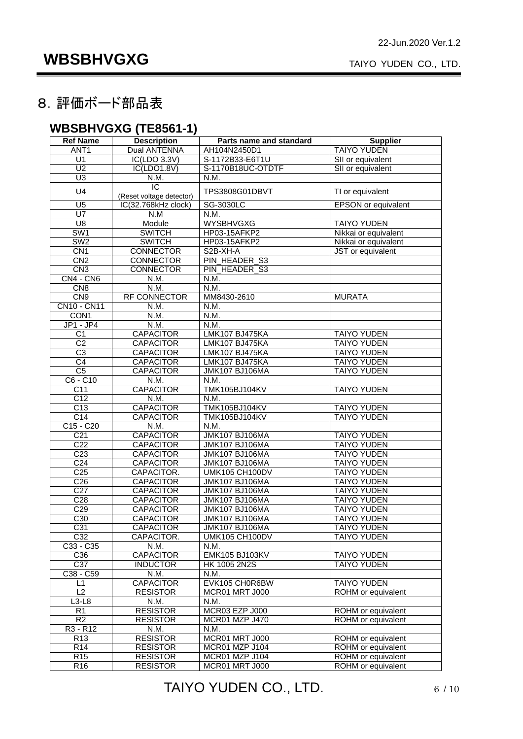# 8. 評価ボード部品表

## WBSBHVGXG (TE8561-1)

| Ref Name | Description | Parts name and standard | Supplier |
|---|---|---|---|
| ANT1 | Dual ANTENNA | AH104N2450D1 | TAIYO YUDEN |
| U1 | IC(LDO 3.3V) | S-1172B33-E6T1U | SII or equivalent |
| U2 | IC(LDO1.8V) | S-1170B18UC-OTDTF | SII or equivalent |
| U3 | N.M. | N.M. | |
| U4 | IC (Reset voltage detector) | TPS3808G01DBVT | TI or equivalent |
| U5 | IC(32.768kHz clock) | SG-3030LC | EPSON or equivalent |
| U7 | N.M | N.M. | |
| U8 | Module | WYSBHVGXG | TAIYO YUDEN |
| SW1 | SWITCH | HP03-15AFKP2 | Nikkai or equivalent |
| SW2 | SWITCH | HP03-15AFKP2 | Nikkai or equivalent |
| CN1 | CONNECTOR | S2B-XH-A | JST or equivalent |
| CN2 | CONNECTOR | PIN_HEADER_S3 | |
| CN3 | CONNECTOR | PIN_HEADER_S3 | |
| CN4 - CN6 | N.M. | N.M. | |
| CN8 | N.M. | N.M. | |
| CN9 | RF CONNECTOR | MM8430-2610 | MURATA |
| CN10 - CN11 | N.M. | N.M. | |
| CON1 | N.M. | N.M. | |
| JP1 - JP4 | N.M. | N.M. | |
| C1 | CAPACITOR | LMK107 BJ475KA | TAIYO YUDEN |
| C2 | CAPACITOR | LMK107 BJ475KA | TAIYO YUDEN |
| C3 | CAPACITOR | LMK107 BJ475KA | TAIYO YUDEN |
| C4 | CAPACITOR | LMK107 BJ475KA | TAIYO YUDEN |
| C5 | CAPACITOR | JMK107 BJ106MA | TAIYO YUDEN |
| C6 - C10 | N.M. | N.M. | |
| C11 | CAPACITOR | TMK105BJ104KV | TAIYO YUDEN |
| C12 | N.M. | N.M. | |
| C13 | CAPACITOR | TMK105BJ104KV | TAIYO YUDEN |
| C14 | CAPACITOR | TMK105BJ104KV | TAIYO YUDEN |
| C15 - C20 | N.M. | N.M. | |
| C21 | CAPACITOR | JMK107 BJ106MA | TAIYO YUDEN |
| C22 | CAPACITOR | JMK107 BJ106MA | TAIYO YUDEN |
| C23 | CAPACITOR | JMK107 BJ106MA | TAIYO YUDEN |
| C24 | CAPACITOR | JMK107 BJ106MA | TAIYO YUDEN |
| C25 | CAPACITOR. | UMK105 CH100DV | TAIYO YUDEN |
| C26 | CAPACITOR | JMK107 BJ106MA | TAIYO YUDEN |
| C27 | CAPACITOR | JMK107 BJ106MA | TAIYO YUDEN |
| C28 | CAPACITOR | JMK107 BJ106MA | TAIYO YUDEN |
| C29 | CAPACITOR | JMK107 BJ106MA | TAIYO YUDEN |
| C30 | CAPACITOR | JMK107 BJ106MA | TAIYO YUDEN |
| C31 | CAPACITOR | JMK107 BJ106MA | TAIYO YUDEN |
| C32 | CAPACITOR. | UMK105 CH100DV | TAIYO YUDEN |
| C33 - C35 | N.M. | N.M. | |
| C36 | CAPACITOR | EMK105 BJ103KV | TAIYO YUDEN |
| C37 | INDUCTOR | HK 1005 2N2S | TAIYO YUDEN |
| C38 - C59 | N.M. | N.M. | |
| L1 | CAPACITOR | EVK105 CH0R6BW | TAIYO YUDEN |
| L2 | RESISTOR | MCR01 MRT J000 | ROHM or equivalent |
| L3-L8 | N.M. | N.M. | |
| R1 | RESISTOR | MCR03 EZP J000 | ROHM or equivalent |
| R2 | RESISTOR | MCR01 MZP J470 | ROHM or equivalent |
| R3 - R12 | N.M. | N.M. | |
| R13 | RESISTOR | MCR01 MRT J000 | ROHM or equivalent |
| R14 | RESISTOR | MCR01 MZP J104 | ROHM or equivalent |
| R15 | RESISTOR | MCR01 MZP J104 | ROHM or equivalent |
| R16 | RESISTOR | MCR01 MRT J000 | ROHM or equivalent |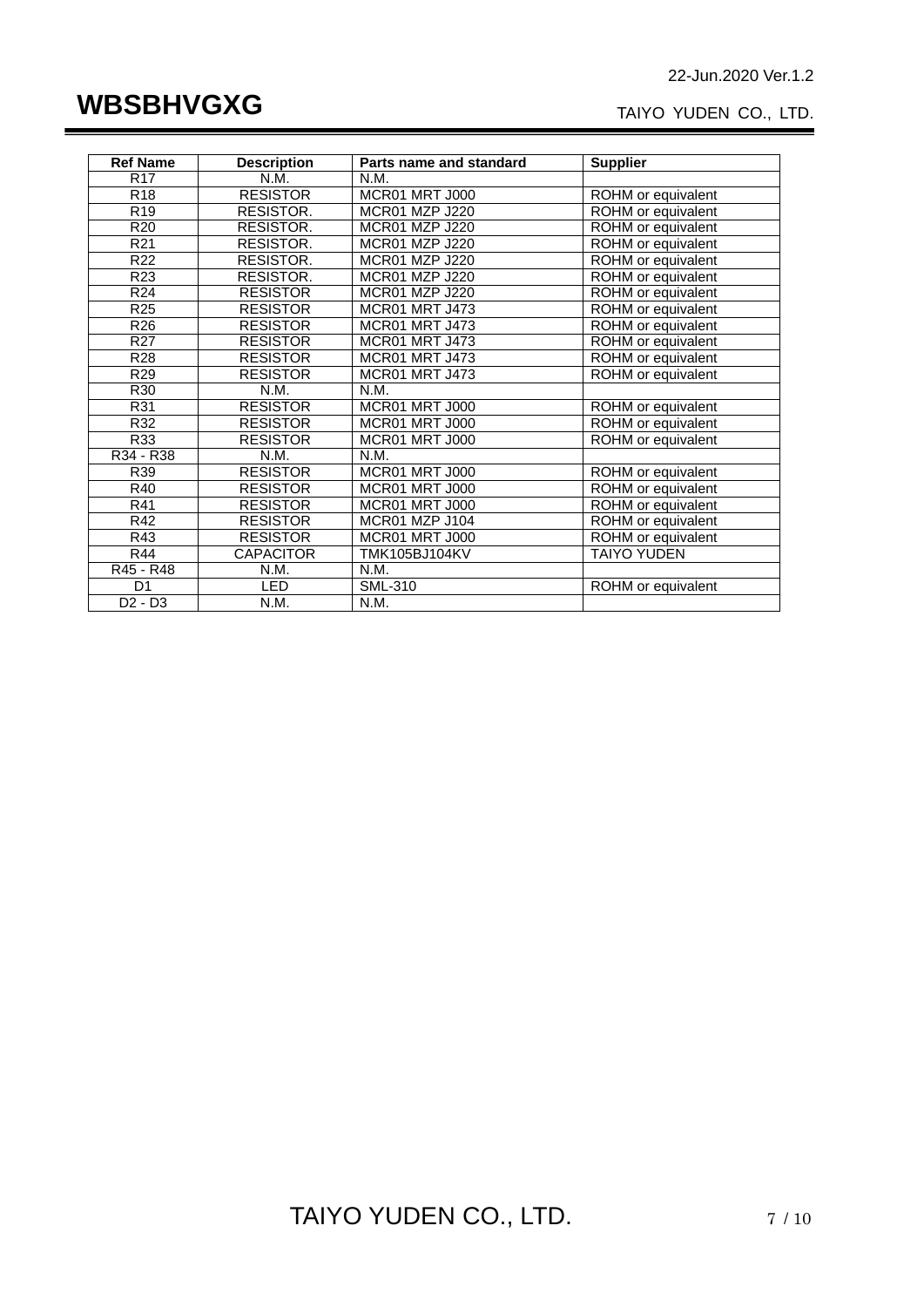| Ref Name | Description | Parts name and standard | Supplier |
|---|---|---|---|
| R17 | N.M. | N.M. | |
| R18 | RESISTOR | MCR01 MRT J000 | ROHM or equivalent |
| R19 | RESISTOR. | MCR01 MZP J220 | ROHM or equivalent |
| R20 | RESISTOR. | MCR01 MZP J220 | ROHM or equivalent |
| R21 | RESISTOR. | MCR01 MZP J220 | ROHM or equivalent |
| R22 | RESISTOR. | MCR01 MZP J220 | ROHM or equivalent |
| R23 | RESISTOR. | MCR01 MZP J220 | ROHM or equivalent |
| R24 | RESISTOR | MCR01 MZP J220 | ROHM or equivalent |
| R25 | RESISTOR | MCR01 MRT J473 | ROHM or equivalent |
| R26 | RESISTOR | MCR01 MRT J473 | ROHM or equivalent |
| R27 | RESISTOR | MCR01 MRT J473 | ROHM or equivalent |
| R28 | RESISTOR | MCR01 MRT J473 | ROHM or equivalent |
| R29 | RESISTOR | MCR01 MRT J473 | ROHM or equivalent |
| R30 | N.M. | N.M. | |
| R31 | RESISTOR | MCR01 MRT J000 | ROHM or equivalent |
| R32 | RESISTOR | MCR01 MRT J000 | ROHM or equivalent |
| R33 | RESISTOR | MCR01 MRT J000 | ROHM or equivalent |
| R34 - R38 | N.M. | N.M. | |
| R39 | RESISTOR | MCR01 MRT J000 | ROHM or equivalent |
| R40 | RESISTOR | MCR01 MRT J000 | ROHM or equivalent |
| R41 | RESISTOR | MCR01 MRT J000 | ROHM or equivalent |
| R42 | RESISTOR | MCR01 MZP J104 | ROHM or equivalent |
| R43 | RESISTOR | MCR01 MRT J000 | ROHM or equivalent |
| R44 | CAPACITOR | TMK105BJ104KV | TAIYO YUDEN |
| R45 - R48 | N.M. | N.M. | |
| D1 | LED | SML-310 | ROHM or equivalent |
| D2 - D3 | N.M. | N.M. | |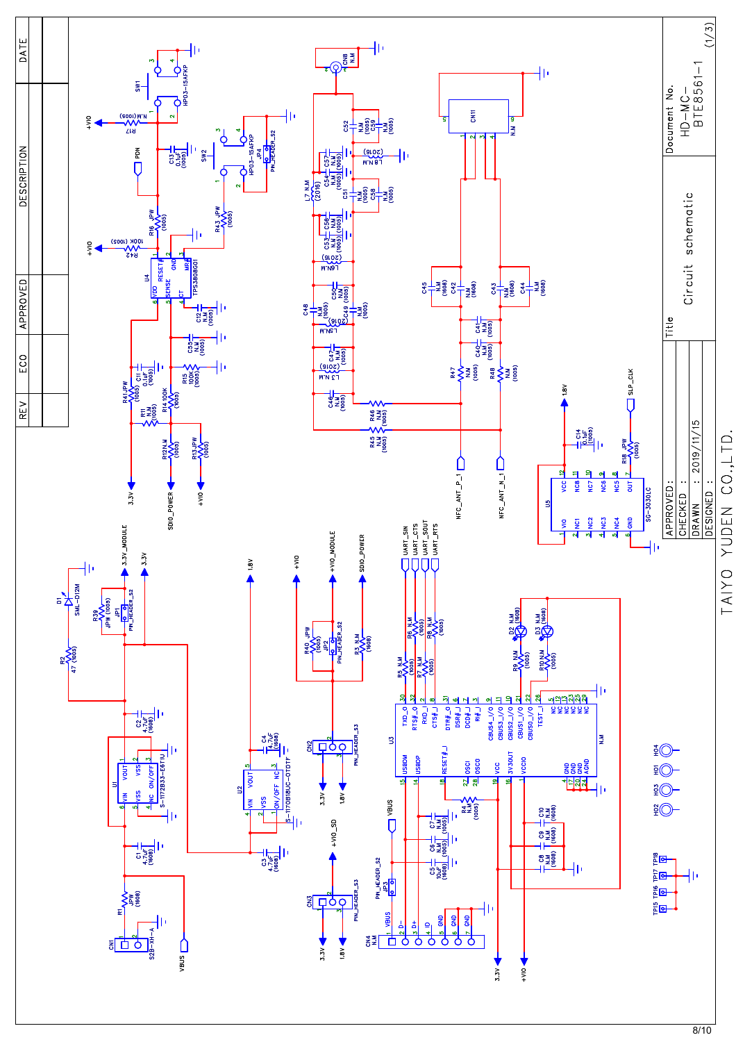| REV | ECO | APPROVED | DESCRIPTION | DATE |
|---|---|---|---|---|
| | | | | |

Title: Circuit schematic

Document No. HD-MC-BTE8561-1 (1/3)

APPROVED :
CHECKED :
DRAWN : 2019/11/15
DESIGNED :

TAIYO YUDEN CO.,LTD.

SW1 HPD3-15AFKP
SW2 HPD3-15AFKP
JP4 PIN_HEADER_S2
U4 TPS3808G01 (VDD, SENSE, CT, RESET#, GND, MR#)
R17 N.M(1005), R42 100K (1005), R16 JPW (1005), R43 JPW (1005), C13 0.1uF (1005), C12 N.M (1005), C55 N.M (1005), C11 0.1uF (1005), R15 100K (1005), R41 JPW (1005), R11 N.M (1005), R14 100K (1005), R12 N.M (1005), R13 JPW (1005)
PDN, +VIO, 3.3V, SDIO_POWER

CN8 N.M
CN11 N.M
C52, C59, C57, C54, L8 N.M (2016), C51, C58, L7 N.M (2016), C56, C53, L6 N.M (2016), C48, C50, C49, L5 N.M (2016), C47, L3 N.M (2016), C46, R46 N.M (1005), R45 N.M (1005)
C45 N.M (1608), C42 N.M (1608), C43 N.M (1608), C44 N.M (1608), C41 N.M (1005), C40 N.M (1005), R47 N.M (1005), R48 N.M (1005)
NFC_ANT_P_I, NFC_ANT_N_I

U5 SG-3030LC (VIO, NC1, NC2, NC3, NC4, GND, OUT, NC5, NC6, NC7, NC8, VCC)
C14 0.1uF (1005), R18 JPW (1005), 1.8V, SLP_CLK

D1 SML-D12M, R2 47 (1005), R39 JPW (1005), JP1 PIN_HEADER_S2, 3.3V_MODULE, 3.3V
U1 S-1172B33-E6TU (VIN, VSS, NC, VOUT, VSS, ON/OFF)
C2 4.7uF (1608), C1 4.7uF (1608), R1 JPW (1608)
CN1 S2B-XH-A, VBUS
U2 S-1170B18UC-OTDTF (VIN, VSS, ON/OFF, VOUT, NC)
C4 4.7uF (1608), C3 4.7uF (1608), 1.8V

+VIO, +VIO_MODULE, SDIO_POWER
R40 JPW (1005), JP2 PIN_HEADER_S2, R3 N.M (1608)
CN2 PIN_HEADER_S3, 3.3V, 1.8V
CN3 PIN_HEADER_S3, +VIO_SD, 3.3V, 1.8V
JP3 PIN_HEADER_S2, VBUS
CN4 N.M (VBUS, D-, D+, ID, GND, GND, GND), 3.3V, +VIO

U3 N.M (TXD_O, RTS#_O, RXD_I, CTS#_I, DTR#_O, DSR#_I, DCD#_I, RI#_I, CBUS4_I/O, CBUS3_I/O, CBUS2_I/O, CBUS1_I/O, CBUS0_I/O, TEST_I, NC, USBDM, USBDP, RESET#_I, OSCI, OSCO, VCC, 3V3OUT, VCCIO, GND, AGND)
UART_SIN, UART_SOUT, UART_CTS, UART_RTS
R5 N.M (1005), R6 N.M (1005), R7 N.M (1005), R8 N.M (1005), R9 N.M (1005), R10 N.M (1005), D2 N.M (1608), D3 N.M (1608), R4 N.M (1005)
C5 10uF (1608), C6 N.M (1005), C7 N.M (1005), C8 N.M (1608), C9 N.M (1608), C10 N.M (1608)

HO1, HO2, HO3, HO4, TP15, TP16, TP17, TP18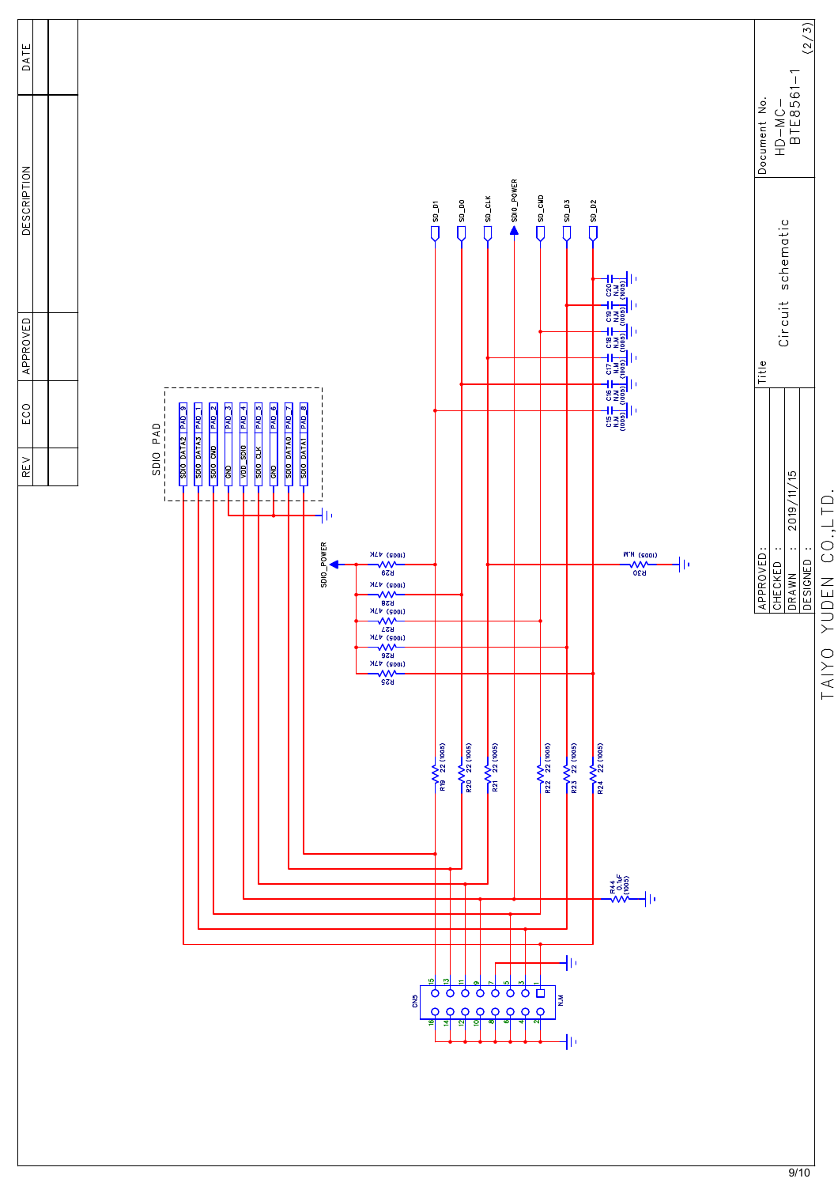| REV | ECO | APPROVED | DESCRIPTION | DATE |
|---|---|---|---|---|
| | | | | |

SDIO PAD

| Signal | Pad |
|---|---|
| SDIO DATA2 | PAD_9 |
| SDIO DATA3 | PAD_1 |
| SDIO CMD | PAD_2 |
| GND | PAD_3 |
| VDD_SDIO | PAD_4 |
| SDIO CLK | PAD_5 |
| GND | PAD_6 |
| SDIO DATA0 | PAD_7 |
| SDIO DATA1 | PAD_8 |

SD_D1, SD_D0, SD_CLK, SDIO_POWER, SD_CMD, SD_D3, SD_D2

C15 N.M (1005), C16 N.M (1005), C17 N.M (1005), C18 N.M (1005), C19 N.M (1005), C20 N.M (1005)

SDIO_POWER

R29 47K (1005), R28 47K (1005), R27 47K (1005), R26 47K (1005), R25 47K (1005)

R30 N.M (1005)

R19 22 (1005), R20 22 (1005), R21 22 (1005), R22 22 (1005), R23 22 (1005), R24 22 (1005)

R44 0.1uF (1005)

CN5 N.M

| Title | Circuit schematic |
|---|---|
| Document No. | HD-MC-BTE8561-1 (2/3) |
| APPROVED: | |
| CHECKED : | |
| DRAWN : | 2019/11/15 |
| DESIGNED : | |

TAIYO YUDEN CO.,LTD.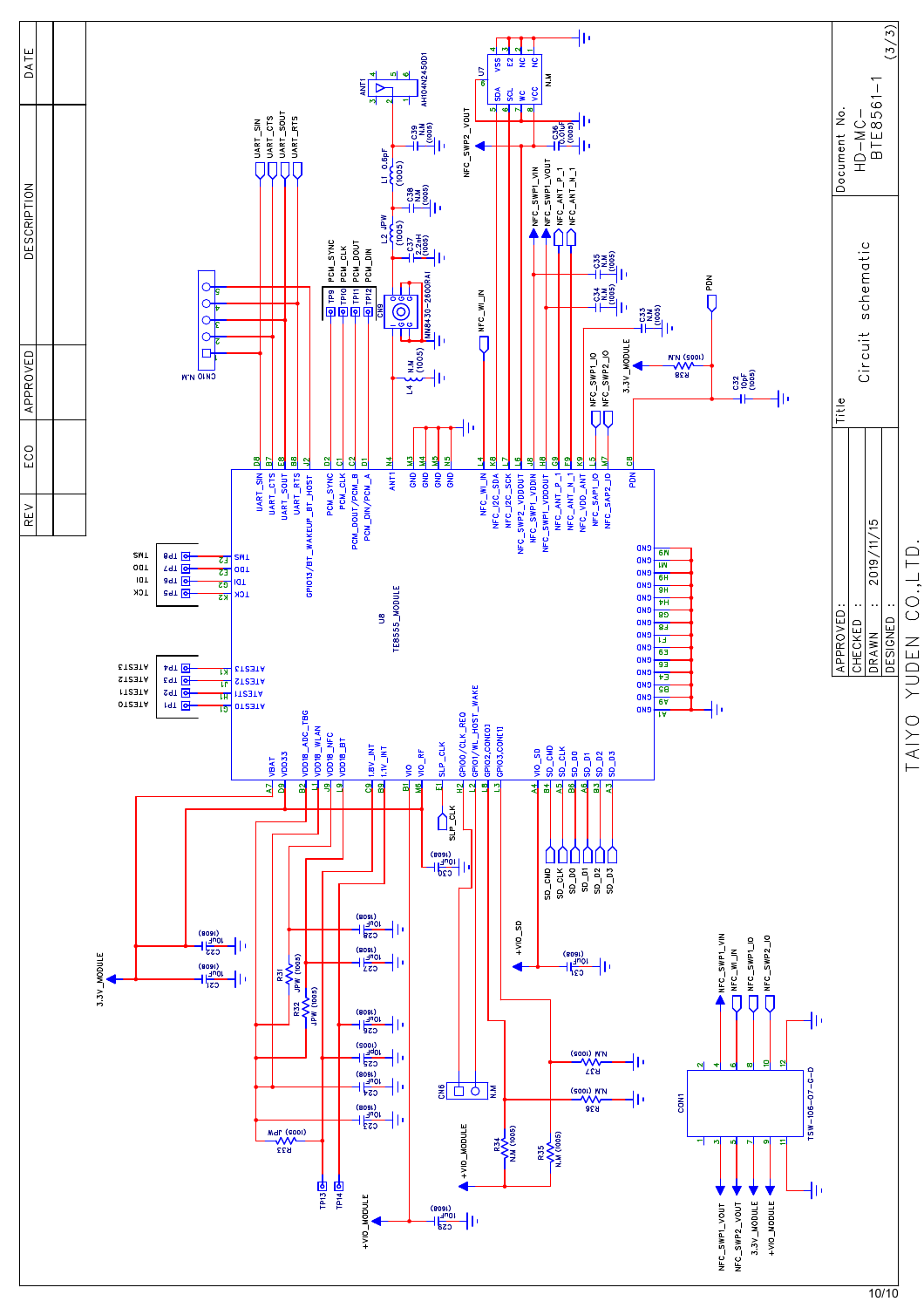| REV | ECO | APPROVED | DESCRIPTION | DATE |
|---|---|---|---|---|
| | | | | |

UART_SIN
UART_CTS
UART_SOUT
UART_RTS

CN10 N.M

PCM_SYNC
PCM_CLK
PCM_DOUT
PCM_DIN

TP9 TP10 TP11 TP12

CN9 MM8430-2600RA1

ANT1 AH104N2450D1

L1 0.6pF (1005)
L2 JPW (1005)
L4 N.M (1005)
C39 N.M (1005)
C38 N.M (1005)
C37 2.2nH (1005)

U7 N.M
VSS E2 NC NC
SDA SCL WC VCC

NFC_SWP2_VOUT
C36 0.01uF (1005)

NFC_SWP1_VIN
NFC_SWP1_VOUT
NFC_ANT_P_1
NFC_ANT_N_1

C35 N.M (1005)
C34 N.M (1005)
C33 N.M (1005)

NFC_WI_IN

PDN
R38 N.M (1005)
3.3V_MODULE
C32 10pF (1005)

NFC_SWP1_IO
NFC_SWP2_IO

U8
TE8555_MODULE

UART_SIN D8
UART_CTS B7
UART_SOUT C8
UART_RTS B8
GPIO13/BT_WAKEUP_BT_HOST J2
PCM_SYNC D2
PCM_CLK C1
PCM_DOUT/PCM_B C2
PCM_DIN/PCM_A D1
ANT1 N4
GND M3
GND M4
GND M5
GND N5
NFC_WI_IN L4
NFC_I2C_SDA K8
NFC_I2C_SCK L7
NFC_SWP2_VDDOUT L6
NFC_SWP1_VDDIN J8
NFC_SWP1_VDDOUT H8
NFC_ANT_P_1 G9
NFC_ANT_N_1 F9
NFC_VDD_ANT K9
NFC_SAP1_IO L5
NFC_SAP2_IO M7
PDN C8

TMS F2
TDO E2
TDI G2
TCK K2

TP8 TMS
TP7 TDO
TP6 TDI
TP5 TCK

ATEST3 K1
ATEST2 J1
ATEST1 H1
ATEST0 G1

TP4 ATEST3
TP3 ATEST2
TP2 ATEST1
TP1 ATEST0

GND N9, M1, H9, H6, H4, G8, F8, F1, E9, E6, E4, B5, A9, A1

VBAT A7
VDD33 D9
VDD18_ADC_TBG B2
VDD18_WLAN L1
VDD18_NFC J9
VDD18_BT L9
1.8V_INT C9
1.1V_INT B9
VIO B1
VIO_RF M6
SLP_CLK E1
GPIO0/CLK_REQ H2
GPIO1/WL_HOST_WAKE L2
GPIO2,CONGO L8
GPIO3,CONG1 L3
VIO_SD A4
SD_CMD B4
SD_CLK A5
SD_D0 B6
SD_D1 A6
SD_D2 B3
SD_D3 A3

SLP_CLK
C30 10uF (1608)

SD_CMD
SD_CLK
SD_D0
SD_D1
SD_D2
SD_D3

C22 10uF (1608)
C21 10uF (1608)
3.3V_MODULE

C28 10uF (1608)
C27 10uF (1608)
C26 10uF (1608)
C25 10uF (1005)
C24 10uF (1608)
C23 10uF (1608)
R31 JPW (1005)
R32 JPW (1005)
R33 JPW (1005)
TP13 TP14

+VIO_MODULE
C29 10uF (1608)

+VIO_SD
C31 10uF (1608)

CN6 N.M

R37 N.M (1005)
R36 N.M (1005)
R34 N.M (1005)
R35 N.M (1005)
+VIO_MODULE

CON1
TSW-106-07-G-D

NFC_SWP1_VIN
NFC_WI_IN
NFC_SWP1_IO
NFC_SWP2_IO

NFC_SWP1_VOUT
NFC_SWP2_VOUT
3.3V_MODULE
+VIO_MODULE

| Title | Circuit schematic |
|---|---|
| Document No. | HD-MC-BTE8561-1 (3/3) |
| APPROVED: | |
| CHECKED : | |
| DRAWN : | 2019/11/15 |
| DESIGNED : | |

TAIYO YUDEN CO.,LTD.